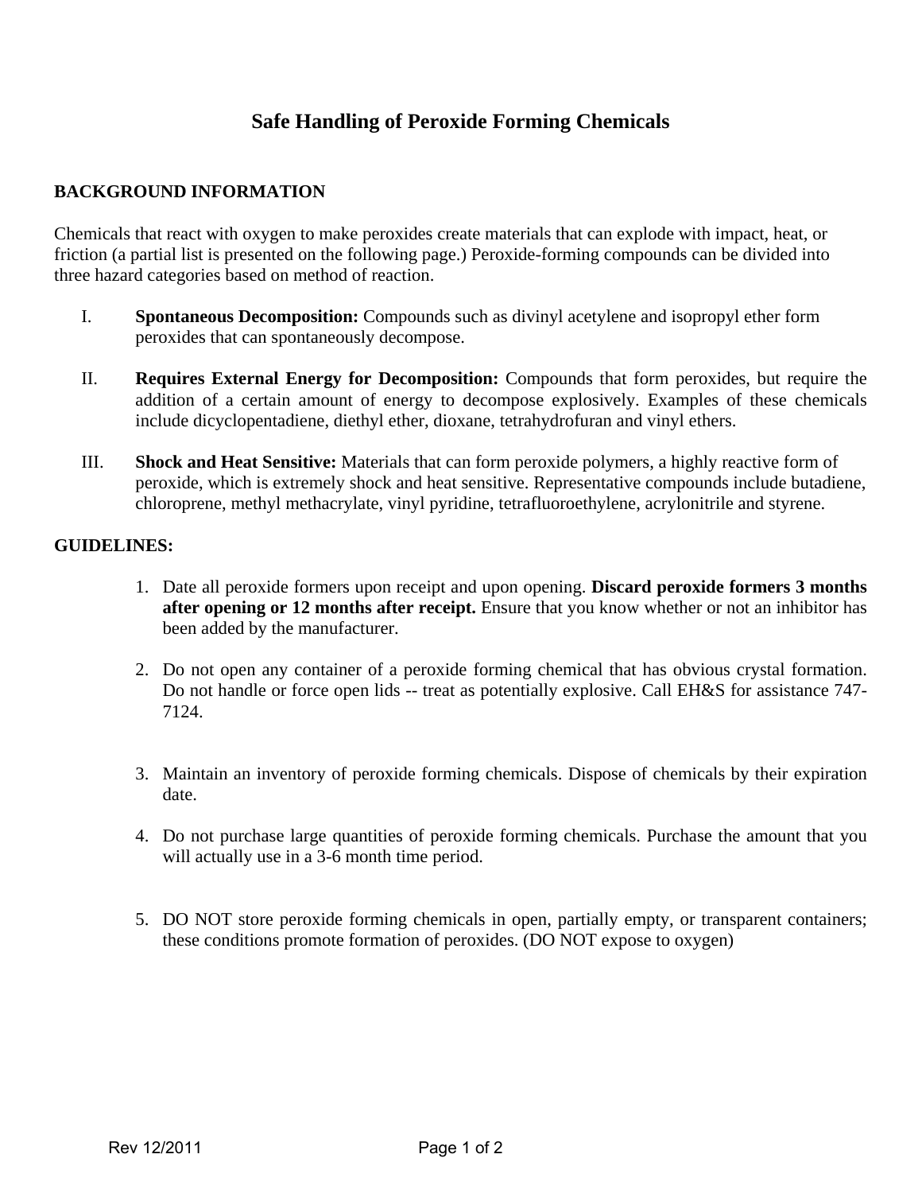# Safe Handling of Peroxide Forming Chemicals

## BACKGROUND INFORMATION

Chemicals that react with oxygen to make peroxides create materials that can explode with impact, heat, or friction (a partial list is presented on the following page.) Peroxide-forming compounds can be divided into three hazard categories based on method of reaction.

I. **Spontaneous Decomposition:** Compounds such as divinyl acetylene and isopropyl ether form peroxides that can spontaneously decompose.

II. **Requires External Energy for Decomposition:** Compounds that form peroxides, but require the addition of a certain amount of energy to decompose explosively. Examples of these chemicals include dicyclopentadiene, diethyl ether, dioxane, tetrahydrofuran and vinyl ethers.

III. **Shock and Heat Sensitive:** Materials that can form peroxide polymers, a highly reactive form of peroxide, which is extremely shock and heat sensitive. Representative compounds include butadiene, chloroprene, methyl methacrylate, vinyl pyridine, tetrafluoroethylene, acrylonitrile and styrene.

## GUIDELINES:

1. Date all peroxide formers upon receipt and upon opening. **Discard peroxide formers 3 months after opening or 12 months after receipt.** Ensure that you know whether or not an inhibitor has been added by the manufacturer.

2. Do not open any container of a peroxide forming chemical that has obvious crystal formation. Do not handle or force open lids -- treat as potentially explosive. Call EH&S for assistance 747-7124.

3. Maintain an inventory of peroxide forming chemicals. Dispose of chemicals by their expiration date.

4. Do not purchase large quantities of peroxide forming chemicals. Purchase the amount that you will actually use in a 3-6 month time period.

5. DO NOT store peroxide forming chemicals in open, partially empty, or transparent containers; these conditions promote formation of peroxides. (DO NOT expose to oxygen)

Rev 12/2011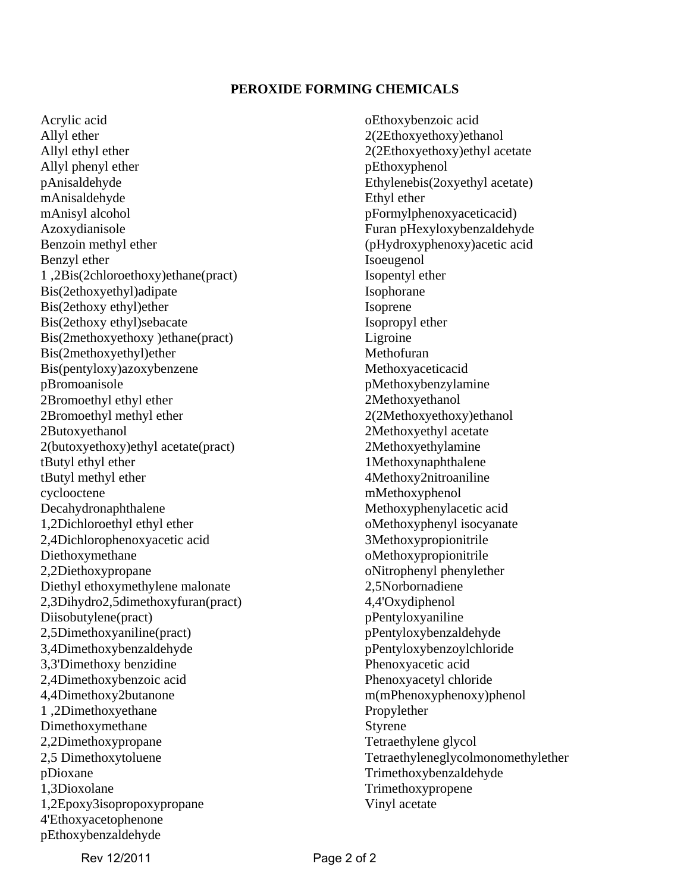# PEROXIDE FORMING CHEMICALS

Acrylic acid
Allyl ether
Allyl ethyl ether
Allyl phenyl ether
pAnisaldehyde
mAnisaldehyde
mAnisyl alcohol
Azoxydianisole
Benzoin methyl ether
Benzyl ether
1 ,2Bis(2chloroethoxy)ethane(pract)
Bis(2ethoxyethyl)adipate
Bis(2ethoxy ethyl)ether
Bis(2ethoxy ethyl)sebacate
Bis(2methoxyethoxy )ethane(pract)
Bis(2methoxyethyl)ether
Bis(pentyloxy)azoxybenzene
pBromoanisole
2Bromoethyl ethyl ether
2Bromoethyl methyl ether
2Butoxyethanol
2(butoxyethoxy)ethyl acetate(pract)
tButyl ethyl ether
tButyl methyl ether
cyclooctene
Decahydronaphthalene
1,2Dichloroethyl ethyl ether
2,4Dichlorophenoxyacetic acid
Diethoxymethane
2,2Diethoxypropane
Diethyl ethoxymethylene malonate
2,3Dihydro2,5dimethoxyfuran(pract)
Diisobutylene(pract)
2,5Dimethoxyaniline(pract)
3,4Dimethoxybenzaldehyde
3,3'Dimethoxy benzidine
2,4Dimethoxybenzoic acid
4,4Dimethoxy2butanone
1 ,2Dimethoxyethane
Dimethoxymethane
2,2Dimethoxypropane
2,5 Dimethoxytoluene
pDioxane
1,3Dioxolane
1,2Epoxy3isopropoxypropane
4'Ethoxyacetophenone
pEthoxybenzaldehyde
oEthoxybenzoic acid
2(2Ethoxyethoxy)ethanol
2(2Ethoxyethoxy)ethyl acetate
pEthoxyphenol
Ethylenebis(2oxyethyl acetate)
Ethyl ether
pFormylphenoxyaceticacid)
Furan pHexyloxybenzaldehyde
(pHydroxyphenoxy)acetic acid
Isoeugenol
Isopentyl ether
Isophorane
Isoprene
Isopropyl ether
Ligroine
Methofuran
Methoxyaceticacid
pMethoxybenzylamine
2Methoxyethanol
2(2Methoxyethoxy)ethanol
2Methoxyethyl acetate
2Methoxyethylamine
1Methoxynaphthalene
4Methoxy2nitroaniline
mMethoxyphenol
Methoxyphenylacetic acid
oMethoxyphenyl isocyanate
3Methoxypropionitrile
oMethoxypropionitrile
oNitrophenyl phenylether
2,5Norbornadiene
4,4'Oxydiphenol
pPentyloxyaniline
pPentyloxybenzaldehyde
pPentyloxybenzoylchloride
Phenoxyacetic acid
Phenoxyacetyl chloride
m(mPhenoxyphenoxy)phenol
Propylether
Styrene
Tetraethylene glycol
Tetraethyleneglycolmonomethylether
Trimethoxybenzaldehyde
Trimethoxypropene
Vinyl acetate

Rev 12/2011